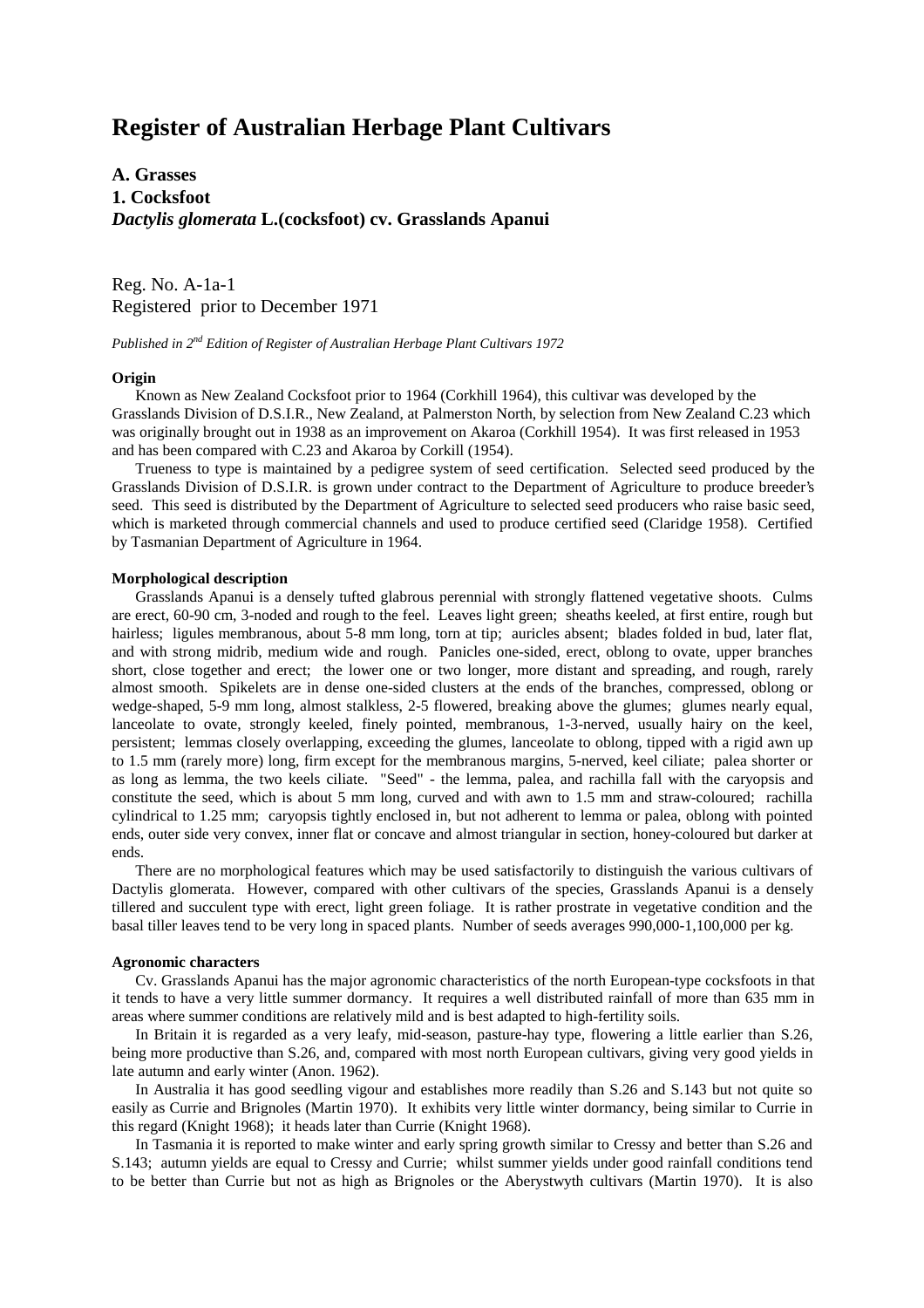# Register of Australian Herbage Plant Cultivars

**A. Grasses**
**1. Cocksfoot**
***Dactylis glomerata* L.(cocksfoot) cv. Grasslands Apanui**

Reg. No. A-1a-1
Registered prior to December 1971

*Published in 2nd Edition of Register of Australian Herbage Plant Cultivars 1972*

**Origin**

Known as New Zealand Cocksfoot prior to 1964 (Corkhill 1964), this cultivar was developed by the Grasslands Division of D.S.I.R., New Zealand, at Palmerston North, by selection from New Zealand C.23 which was originally brought out in 1938 as an improvement on Akaroa (Corkhill 1954). It was first released in 1953 and has been compared with C.23 and Akaroa by Corkill (1954).

Trueness to type is maintained by a pedigree system of seed certification. Selected seed produced by the Grasslands Division of D.S.I.R. is grown under contract to the Department of Agriculture to produce breeder's seed. This seed is distributed by the Department of Agriculture to selected seed producers who raise basic seed, which is marketed through commercial channels and used to produce certified seed (Claridge 1958). Certified by Tasmanian Department of Agriculture in 1964.

**Morphological description**

Grasslands Apanui is a densely tufted glabrous perennial with strongly flattened vegetative shoots. Culms are erect, 60-90 cm, 3-noded and rough to the feel. Leaves light green; sheaths keeled, at first entire, rough but hairless; ligules membranous, about 5-8 mm long, torn at tip; auricles absent; blades folded in bud, later flat, and with strong midrib, medium wide and rough. Panicles one-sided, erect, oblong to ovate, upper branches short, close together and erect; the lower one or two longer, more distant and spreading, and rough, rarely almost smooth. Spikelets are in dense one-sided clusters at the ends of the branches, compressed, oblong or wedge-shaped, 5-9 mm long, almost stalkless, 2-5 flowered, breaking above the glumes; glumes nearly equal, lanceolate to ovate, strongly keeled, finely pointed, membranous, 1-3-nerved, usually hairy on the keel, persistent; lemmas closely overlapping, exceeding the glumes, lanceolate to oblong, tipped with a rigid awn up to 1.5 mm (rarely more) long, firm except for the membranous margins, 5-nerved, keel ciliate; palea shorter or as long as lemma, the two keels ciliate. "Seed" - the lemma, palea, and rachilla fall with the caryopsis and constitute the seed, which is about 5 mm long, curved and with awn to 1.5 mm and straw-coloured; rachilla cylindrical to 1.25 mm; caryopsis tightly enclosed in, but not adherent to lemma or palea, oblong with pointed ends, outer side very convex, inner flat or concave and almost triangular in section, honey-coloured but darker at ends.

There are no morphological features which may be used satisfactorily to distinguish the various cultivars of Dactylis glomerata. However, compared with other cultivars of the species, Grasslands Apanui is a densely tillered and succulent type with erect, light green foliage. It is rather prostrate in vegetative condition and the basal tiller leaves tend to be very long in spaced plants. Number of seeds averages 990,000-1,100,000 per kg.

**Agronomic characters**

Cv. Grasslands Apanui has the major agronomic characteristics of the north European-type cocksfoots in that it tends to have a very little summer dormancy. It requires a well distributed rainfall of more than 635 mm in areas where summer conditions are relatively mild and is best adapted to high-fertility soils.

In Britain it is regarded as a very leafy, mid-season, pasture-hay type, flowering a little earlier than S.26, being more productive than S.26, and, compared with most north European cultivars, giving very good yields in late autumn and early winter (Anon. 1962).

In Australia it has good seedling vigour and establishes more readily than S.26 and S.143 but not quite so easily as Currie and Brignoles (Martin 1970). It exhibits very little winter dormancy, being similar to Currie in this regard (Knight 1968); it heads later than Currie (Knight 1968).

In Tasmania it is reported to make winter and early spring growth similar to Cressy and better than S.26 and S.143; autumn yields are equal to Cressy and Currie; whilst summer yields under good rainfall conditions tend to be better than Currie but not as high as Brignoles or the Aberystwyth cultivars (Martin 1970). It is also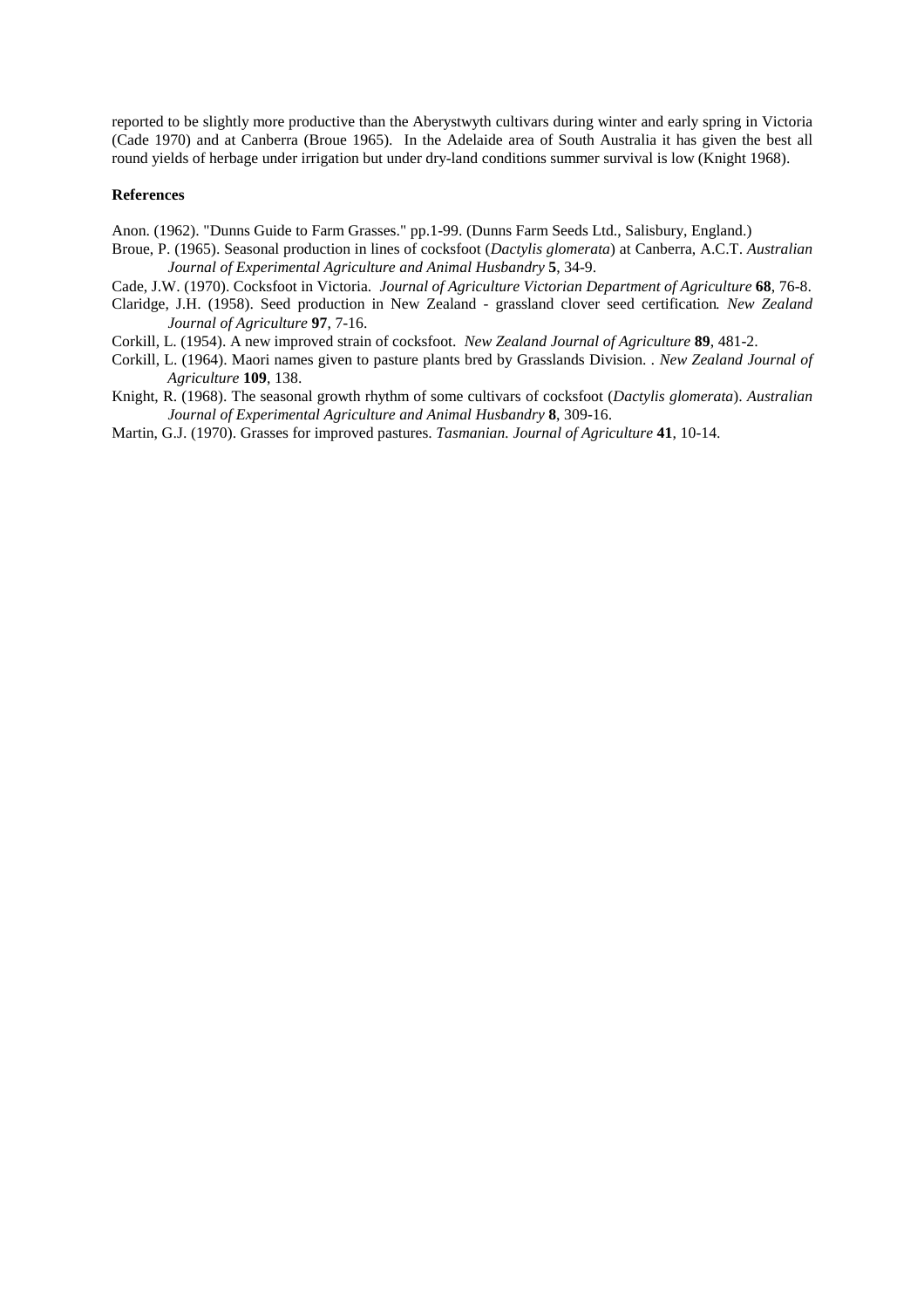reported to be slightly more productive than the Aberystwyth cultivars during winter and early spring in Victoria (Cade 1970) and at Canberra (Broue 1965). In the Adelaide area of South Australia it has given the best all round yields of herbage under irrigation but under dry-land conditions summer survival is low (Knight 1968).

**References**

Anon. (1962). "Dunns Guide to Farm Grasses." pp.1-99. (Dunns Farm Seeds Ltd., Salisbury, England.)

Broue, P. (1965). Seasonal production in lines of cocksfoot (*Dactylis glomerata*) at Canberra, A.C.T. *Australian Journal of Experimental Agriculture and Animal Husbandry* **5**, 34-9.

Cade, J.W. (1970). Cocksfoot in Victoria. *Journal of Agriculture Victorian Department of Agriculture* **68**, 76-8.

Claridge, J.H. (1958). Seed production in New Zealand - grassland clover seed certification. *New Zealand Journal of Agriculture* **97**, 7-16.

Corkill, L. (1954). A new improved strain of cocksfoot. *New Zealand Journal of Agriculture* **89**, 481-2.

Corkill, L. (1964). Maori names given to pasture plants bred by Grasslands Division. . *New Zealand Journal of Agriculture* **109**, 138.

Knight, R. (1968). The seasonal growth rhythm of some cultivars of cocksfoot (*Dactylis glomerata*). *Australian Journal of Experimental Agriculture and Animal Husbandry* **8**, 309-16.

Martin, G.J. (1970). Grasses for improved pastures. *Tasmanian. Journal of Agriculture* **41**, 10-14.